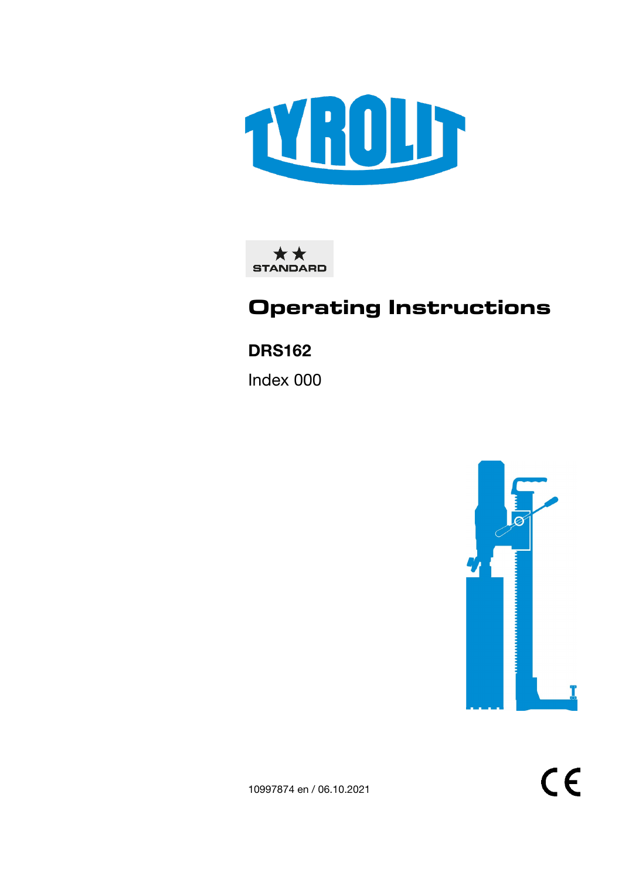TYROLIT

★★
STANDARD

# Operating Instructions

**DRS162**

Index 000

10997874 en / 06.10.2021

CE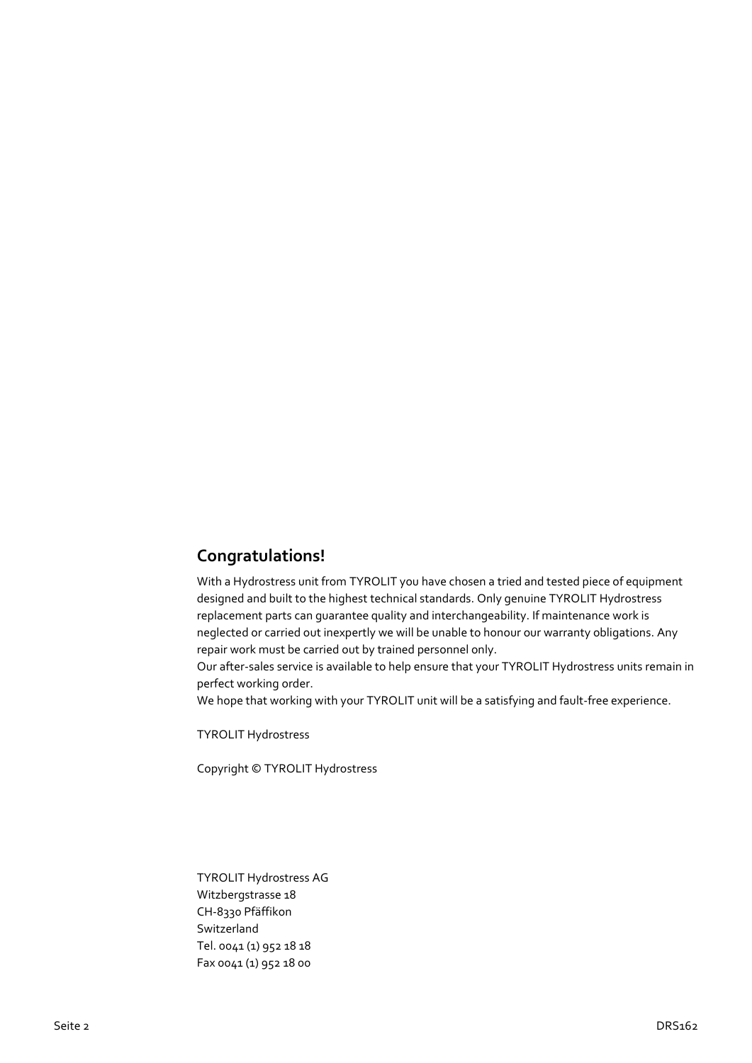## Congratulations!

With a Hydrostress unit from TYROLIT you have chosen a tried and tested piece of equipment designed and built to the highest technical standards. Only genuine TYROLIT Hydrostress replacement parts can guarantee quality and interchangeability. If maintenance work is neglected or carried out inexpertly we will be unable to honour our warranty obligations. Any repair work must be carried out by trained personnel only.
Our after-sales service is available to help ensure that your TYROLIT Hydrostress units remain in perfect working order.
We hope that working with your TYROLIT unit will be a satisfying and fault-free experience.

TYROLIT Hydrostress

Copyright © TYROLIT Hydrostress

TYROLIT Hydrostress AG
Witzbergstrasse 18
CH-8330 Pfäffikon
Switzerland
Tel. 0041 (1) 952 18 18
Fax 0041 (1) 952 18 00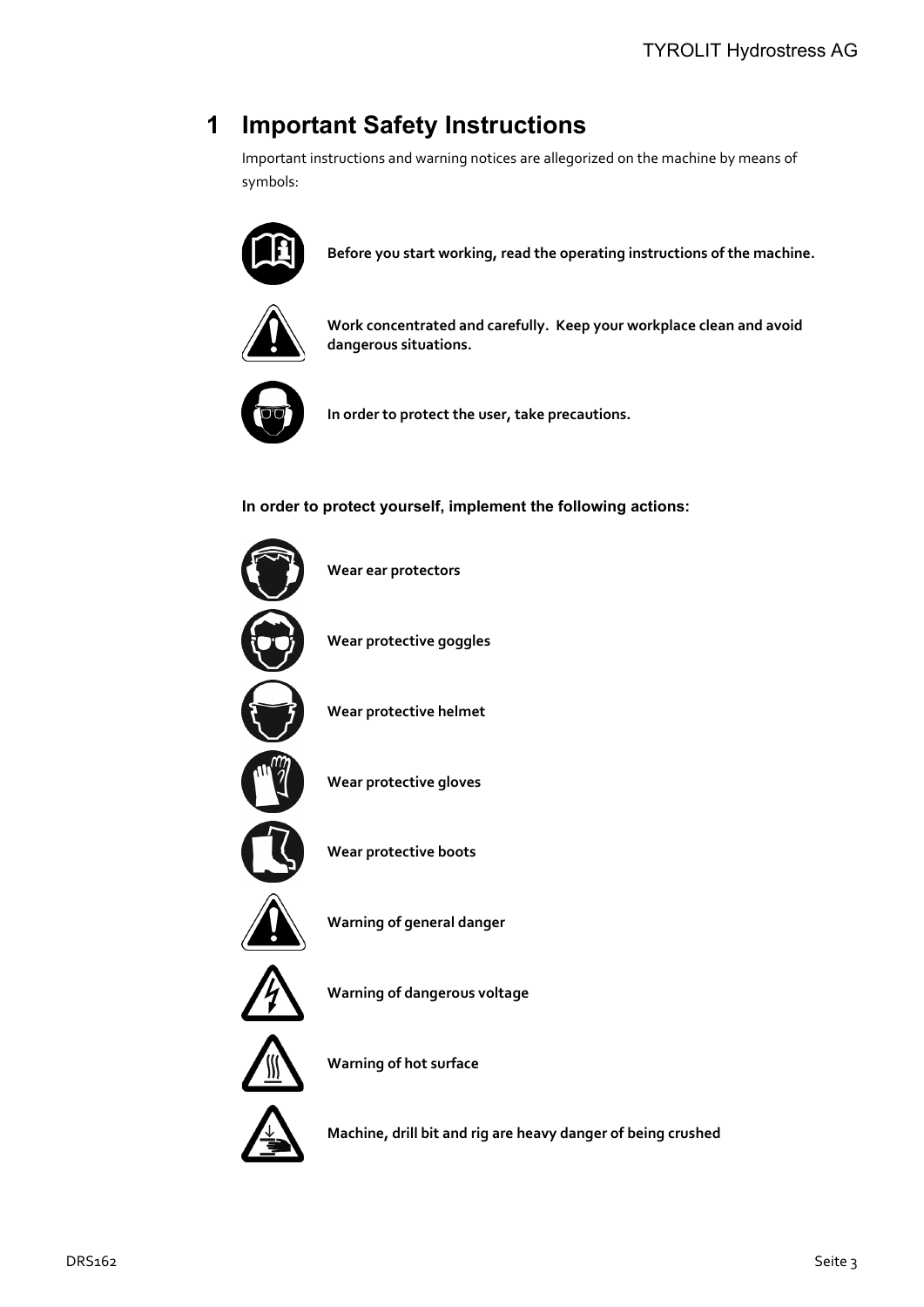# 1 Important Safety Instructions

Important instructions and warning notices are allegorized on the machine by means of symbols:

**Before you start working, read the operating instructions of the machine.**

**Work concentrated and carefully. Keep your workplace clean and avoid dangerous situations.**

**In order to protect the user, take precautions.**

**In order to protect yourself, implement the following actions:**

**Wear ear protectors**

**Wear protective goggles**

**Wear protective helmet**

**Wear protective gloves**

**Wear protective boots**

**Warning of general danger**

**Warning of dangerous voltage**

**Warning of hot surface**

**Machine, drill bit and rig are heavy danger of being crushed**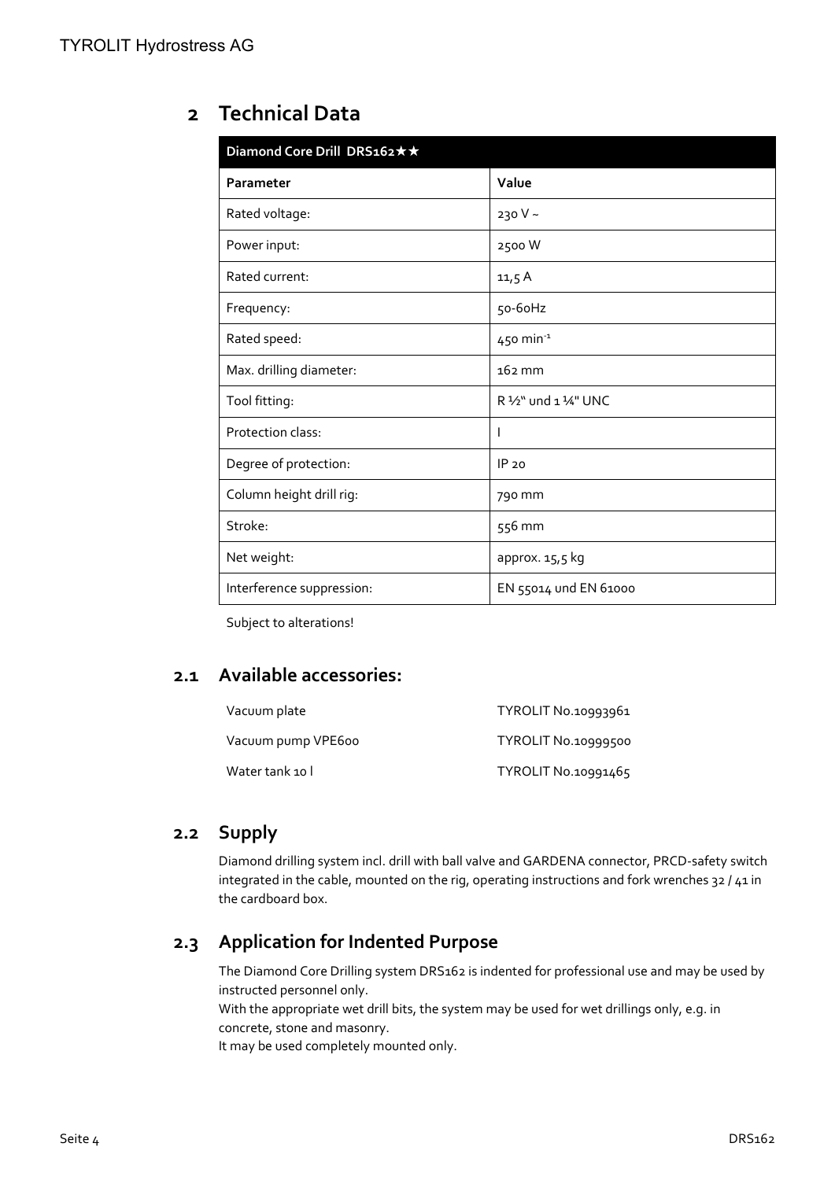## 2 Technical Data

| Diamond Core Drill DRS162★★ | |
|---|---|
| **Parameter** | **Value** |
| Rated voltage: | 230 V ~ |
| Power input: | 2500 W |
| Rated current: | 11,5 A |
| Frequency: | 50-60Hz |
| Rated speed: | 450 $min^{-1}$ |
| Max. drilling diameter: | 162 mm |
| Tool fitting: | R ½" und 1 ¼" UNC |
| Protection class: | I |
| Degree of protection: | IP 20 |
| Column height drill rig: | 790 mm |
| Stroke: | 556 mm |
| Net weight: | approx. 15,5 kg |
| Interference suppression: | EN 55014 und EN 61000 |

Subject to alterations!

### 2.1 Available accessories:

| | |
|---|---|
| Vacuum plate | TYROLIT No.10993961 |
| Vacuum pump VPE600 | TYROLIT No.10999500 |
| Water tank 10 l | TYROLIT No.10991465 |

### 2.2 Supply

Diamond drilling system incl. drill with ball valve and GARDENA connector, PRCD-safety switch integrated in the cable, mounted on the rig, operating instructions and fork wrenches 32 / 41 in the cardboard box.

### 2.3 Application for Indented Purpose

The Diamond Core Drilling system DRS162 is indented for professional use and may be used by instructed personnel only.
With the appropriate wet drill bits, the system may be used for wet drillings only, e.g. in concrete, stone and masonry.
It may be used completely mounted only.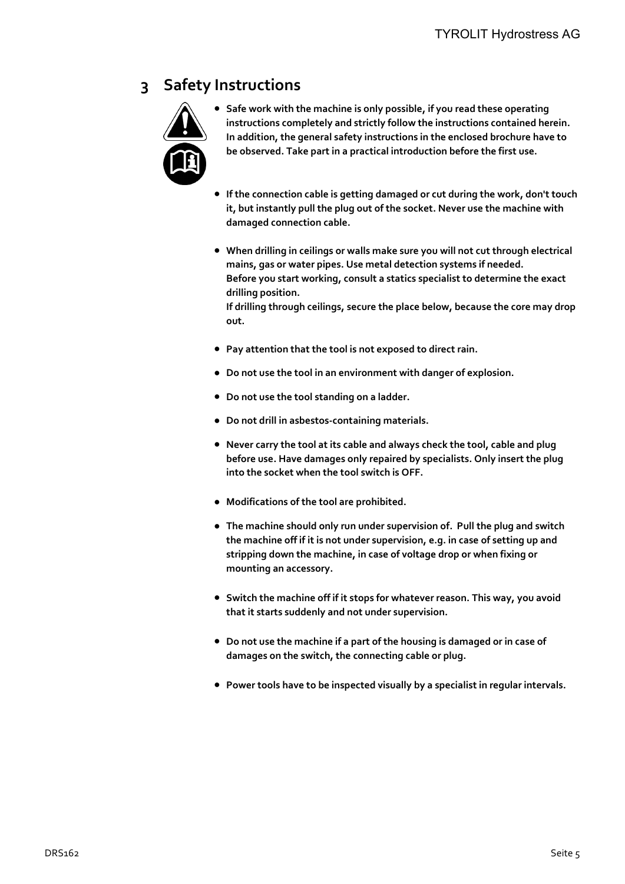# 3 Safety Instructions

- **Safe work with the machine is only possible, if you read these operating instructions completely and strictly follow the instructions contained herein. In addition, the general safety instructions in the enclosed brochure have to be observed. Take part in a practical introduction before the first use.**

- **If the connection cable is getting damaged or cut during the work, don't touch it, but instantly pull the plug out of the socket. Never use the machine with damaged connection cable.**

- **When drilling in ceilings or walls make sure you will not cut through electrical mains, gas or water pipes. Use metal detection systems if needed.**
  **Before you start working, consult a statics specialist to determine the exact drilling position.**
  **If drilling through ceilings, secure the place below, because the core may drop out.**

- **Pay attention that the tool is not exposed to direct rain.**

- **Do not use the tool in an environment with danger of explosion.**

- **Do not use the tool standing on a ladder.**

- **Do not drill in asbestos-containing materials.**

- **Never carry the tool at its cable and always check the tool, cable and plug before use. Have damages only repaired by specialists. Only insert the plug into the socket when the tool switch is OFF.**

- **Modifications of the tool are prohibited.**

- **The machine should only run under supervision of.  Pull the plug and switch the machine off if it is not under supervision, e.g. in case of setting up and stripping down the machine, in case of voltage drop or when fixing or mounting an accessory.**

- **Switch the machine off if it stops for whatever reason. This way, you avoid that it starts suddenly and not under supervision.**

- **Do not use the machine if a part of the housing is damaged or in case of damages on the switch, the connecting cable or plug.**

- **Power tools have to be inspected visually by a specialist in regular intervals.**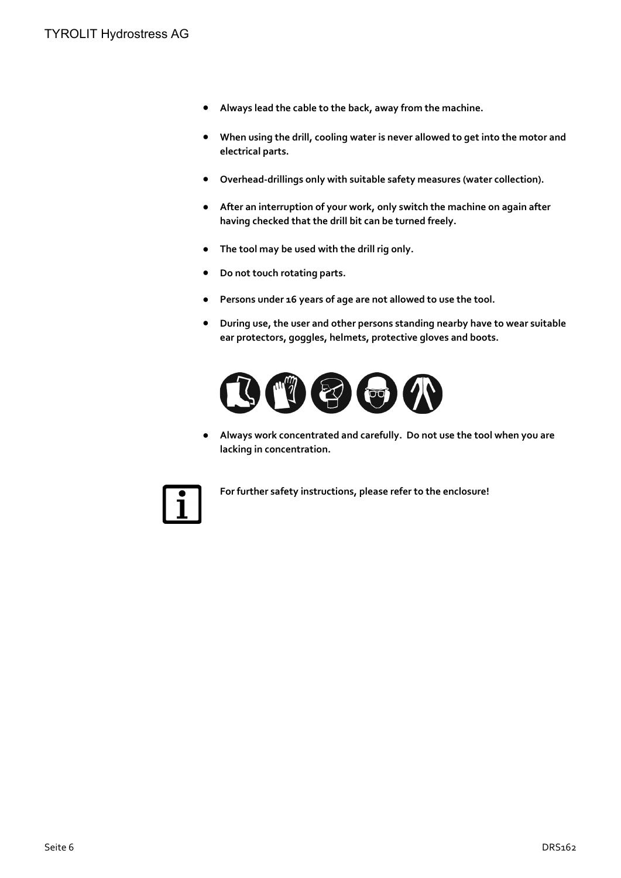- **Always lead the cable to the back, away from the machine.**
- **When using the drill, cooling water is never allowed to get into the motor and electrical parts.**
- **Overhead-drillings only with suitable safety measures (water collection).**
- **After an interruption of your work, only switch the machine on again after having checked that the drill bit can be turned freely.**
- **The tool may be used with the drill rig only.**
- **Do not touch rotating parts.**
- **Persons under 16 years of age are not allowed to use the tool.**
- **During use, the user and other persons standing nearby have to wear suitable ear protectors, goggles, helmets, protective gloves and boots.**
- **Always work concentrated and carefully. Do not use the tool when you are lacking in concentration.**

**For further safety instructions, please refer to the enclosure!**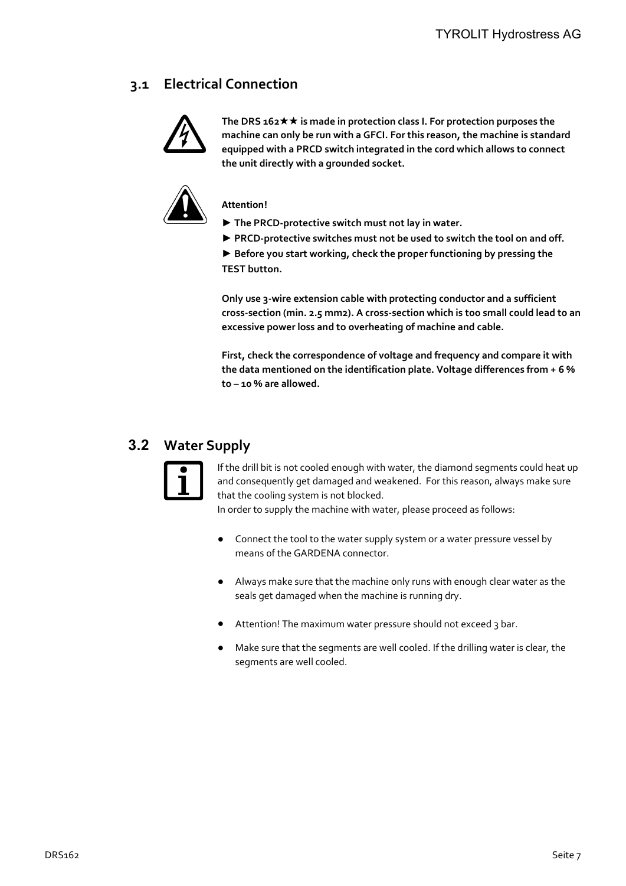## 3.1 Electrical Connection

**The DRS 162★★ is made in protection class I. For protection purposes the machine can only be run with a GFCI. For this reason, the machine is standard equipped with a PRCD switch integrated in the cord which allows to connect the unit directly with a grounded socket.**

**Attention!**

**► The PRCD-protective switch must not lay in water.**

**► PRCD-protective switches must not be used to switch the tool on and off.**

**► Before you start working, check the proper functioning by pressing the TEST button.**

**Only use 3-wire extension cable with protecting conductor and a sufficient cross-section (min. 2.5 mm2). A cross-section which is too small could lead to an excessive power loss and to overheating of machine and cable.**

**First, check the correspondence of voltage and frequency and compare it with the data mentioned on the identification plate. Voltage differences from + 6 % to – 10 % are allowed.**

## 3.2 Water Supply

If the drill bit is not cooled enough with water, the diamond segments could heat up and consequently get damaged and weakened. For this reason, always make sure that the cooling system is not blocked.
In order to supply the machine with water, please proceed as follows:

- Connect the tool to the water supply system or a water pressure vessel by means of the GARDENA connector.
- Always make sure that the machine only runs with enough clear water as the seals get damaged when the machine is running dry.
- Attention! The maximum water pressure should not exceed 3 bar.
- Make sure that the segments are well cooled. If the drilling water is clear, the segments are well cooled.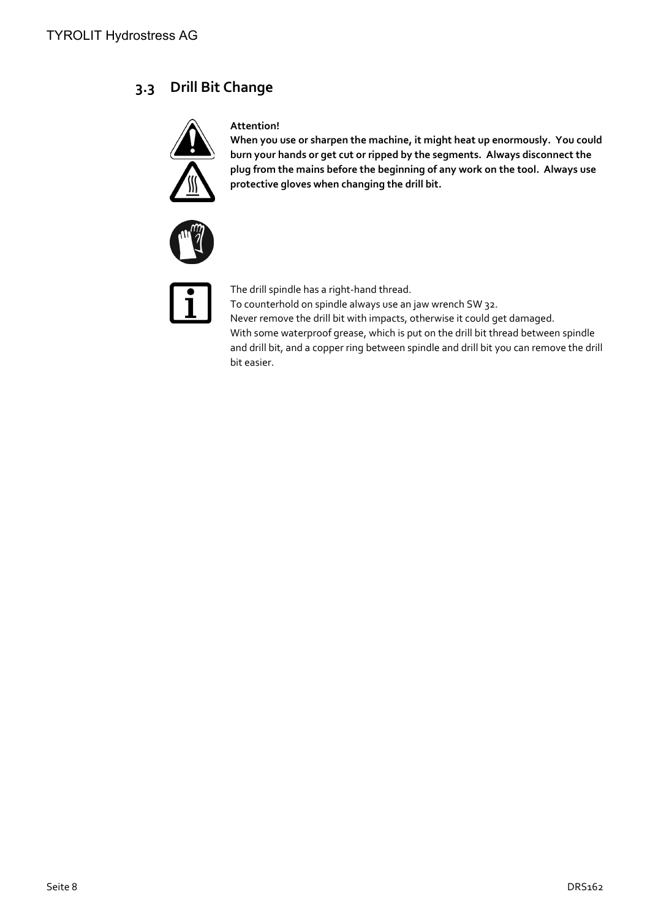## 3.3 Drill Bit Change

**Attention!**
**When you use or sharpen the machine, it might heat up enormously. You could burn your hands or get cut or ripped by the segments. Always disconnect the plug from the mains before the beginning of any work on the tool. Always use protective gloves when changing the drill bit.**

The drill spindle has a right-hand thread.
To counterhold on spindle always use an jaw wrench SW 32.
Never remove the drill bit with impacts, otherwise it could get damaged.
With some waterproof grease, which is put on the drill bit thread between spindle and drill bit, and a copper ring between spindle and drill bit you can remove the drill bit easier.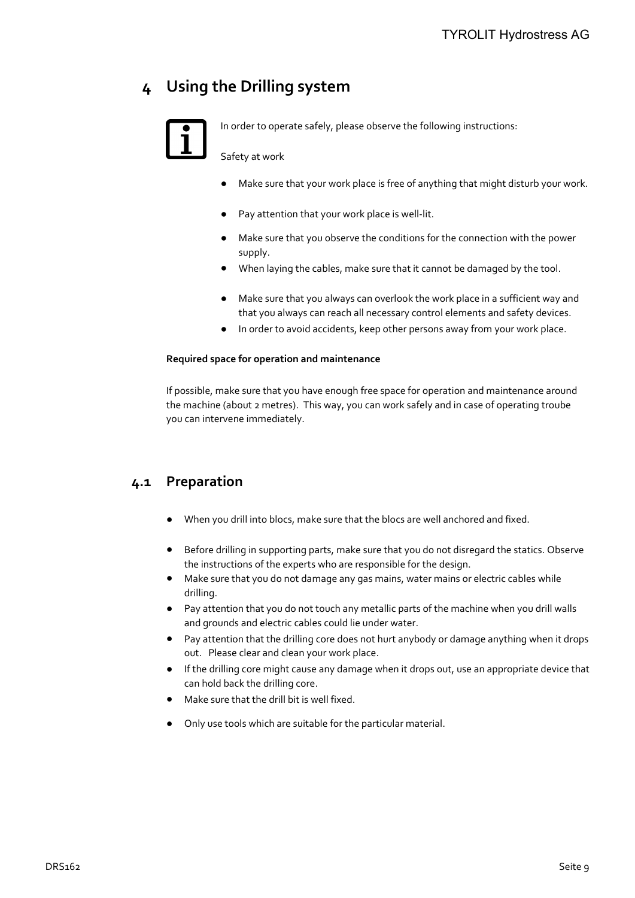# 4 Using the Drilling system

In order to operate safely, please observe the following instructions:

Safety at work

- Make sure that your work place is free of anything that might disturb your work.
- Pay attention that your work place is well-lit.
- Make sure that you observe the conditions for the connection with the power supply.
- When laying the cables, make sure that it cannot be damaged by the tool.
- Make sure that you always can overlook the work place in a sufficient way and that you always can reach all necessary control elements and safety devices.
- In order to avoid accidents, keep other persons away from your work place.

**Required space for operation and maintenance**

If possible, make sure that you have enough free space for operation and maintenance around the machine (about 2 metres). This way, you can work safely and in case of operating troube you can intervene immediately.

## 4.1 Preparation

- When you drill into blocs, make sure that the blocs are well anchored and fixed.
- Before drilling in supporting parts, make sure that you do not disregard the statics. Observe the instructions of the experts who are responsible for the design.
- Make sure that you do not damage any gas mains, water mains or electric cables while drilling.
- Pay attention that you do not touch any metallic parts of the machine when you drill walls and grounds and electric cables could lie under water.
- Pay attention that the drilling core does not hurt anybody or damage anything when it drops out. Please clear and clean your work place.
- If the drilling core might cause any damage when it drops out, use an appropriate device that can hold back the drilling core.
- Make sure that the drill bit is well fixed.
- Only use tools which are suitable for the particular material.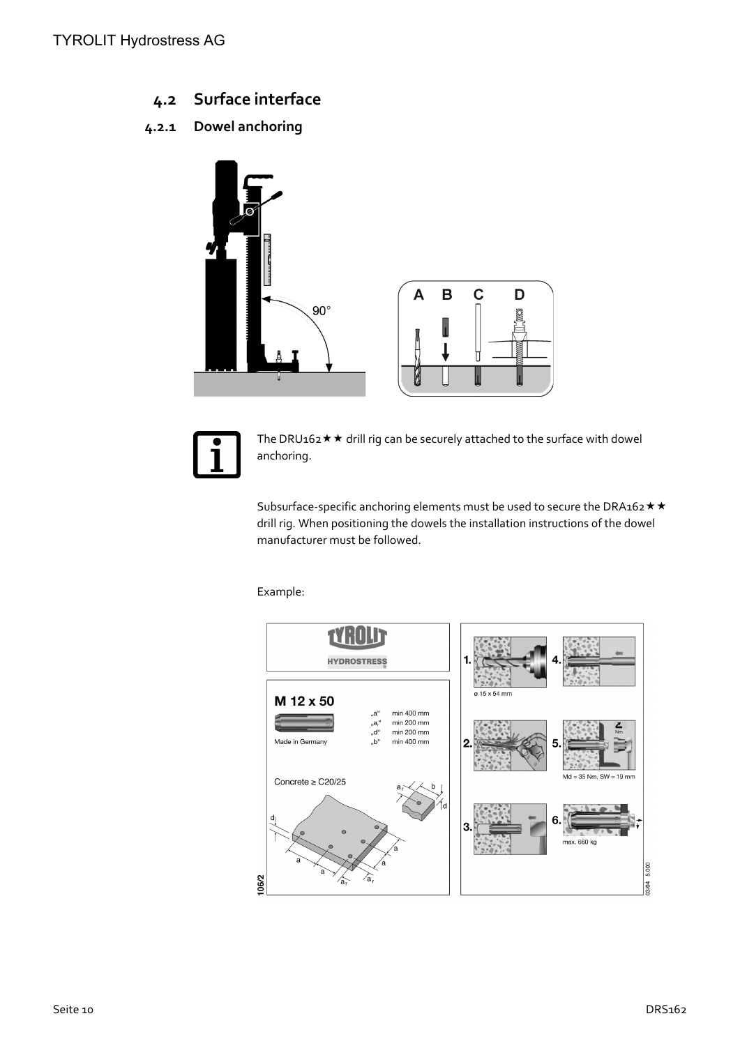## 4.2 Surface interface

### 4.2.1 Dowel anchoring

The DRU162★★ drill rig can be securely attached to the surface with dowel anchoring.

Subsurface-specific anchoring elements must be used to secure the DRA162★★ drill rig. When positioning the dowels the installation instructions of the dowel manufacturer must be followed.

Example: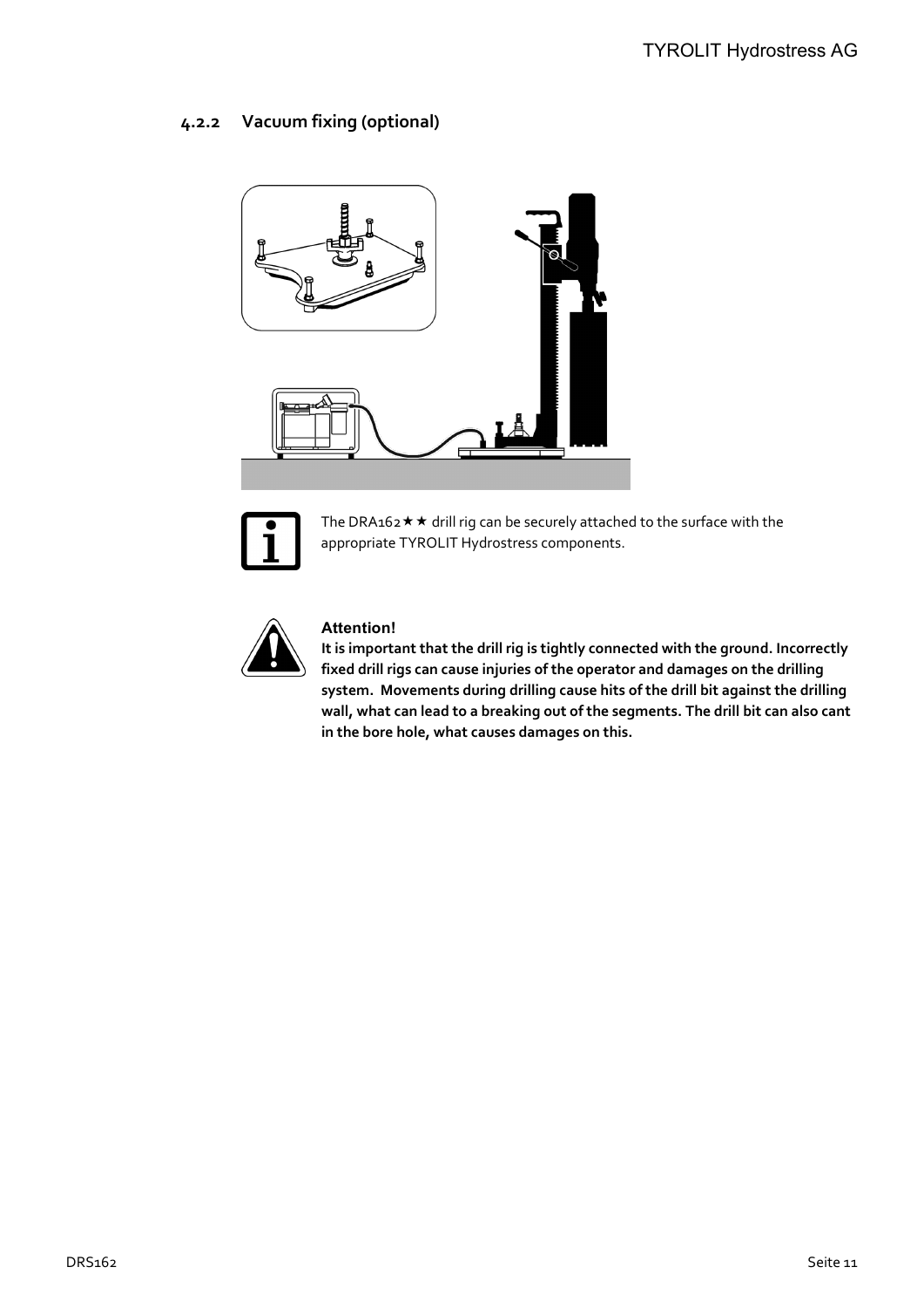### 4.2.2 Vacuum fixing (optional)

The DRA162★★ drill rig can be securely attached to the surface with the appropriate TYROLIT Hydrostress components.

**Attention!**

**It is important that the drill rig is tightly connected with the ground. Incorrectly fixed drill rigs can cause injuries of the operator and damages on the drilling system. Movements during drilling cause hits of the drill bit against the drilling wall, what can lead to a breaking out of the segments. The drill bit can also cant in the bore hole, what causes damages on this.**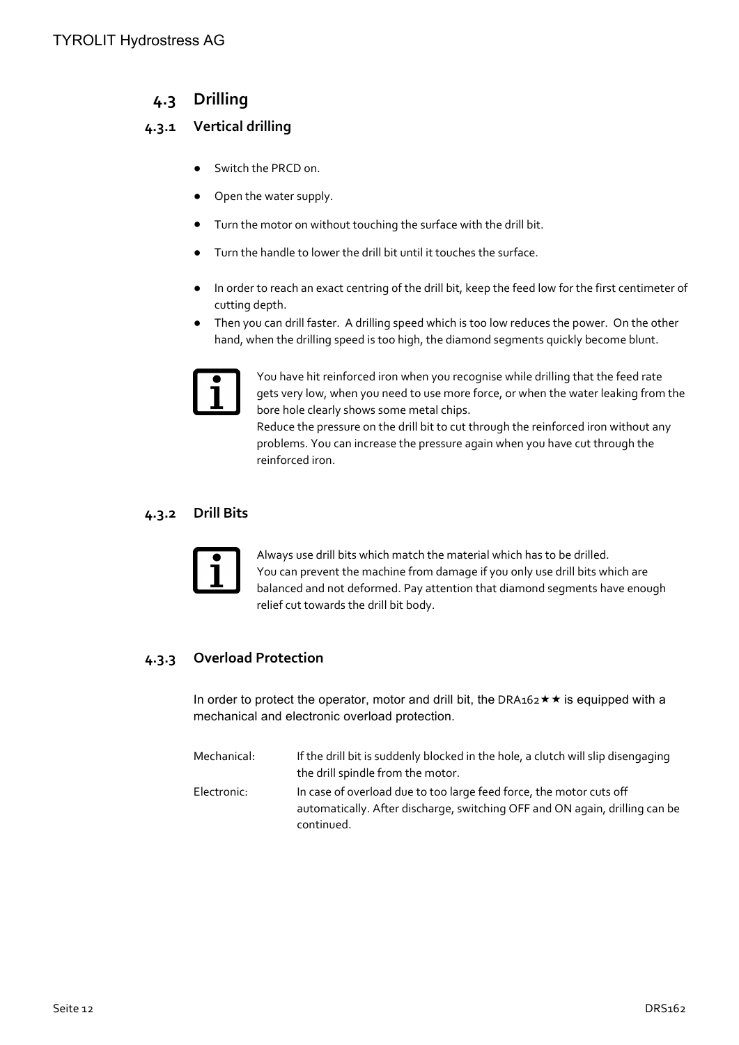## 4.3 Drilling

### 4.3.1 Vertical drilling

- Switch the PRCD on.
- Open the water supply.
- Turn the motor on without touching the surface with the drill bit.
- Turn the handle to lower the drill bit until it touches the surface.
- In order to reach an exact centring of the drill bit, keep the feed low for the first centimeter of cutting depth.
- Then you can drill faster. A drilling speed which is too low reduces the power. On the other hand, when the drilling speed is too high, the diamond segments quickly become blunt.

You have hit reinforced iron when you recognise while drilling that the feed rate gets very low, when you need to use more force, or when the water leaking from the bore hole clearly shows some metal chips.
Reduce the pressure on the drill bit to cut through the reinforced iron without any problems. You can increase the pressure again when you have cut through the reinforced iron.

### 4.3.2 Drill Bits

Always use drill bits which match the material which has to be drilled.
You can prevent the machine from damage if you only use drill bits which are balanced and not deformed. Pay attention that diamond segments have enough relief cut towards the drill bit body.

### 4.3.3 Overload Protection

In order to protect the operator, motor and drill bit, the DRA162★★ is equipped with a mechanical and electronic overload protection.

| | |
|---|---|
| Mechanical: | If the drill bit is suddenly blocked in the hole, a clutch will slip disengaging the drill spindle from the motor. |
| Electronic: | In case of overload due to too large feed force, the motor cuts off automatically. After discharge, switching OFF and ON again, drilling can be continued. |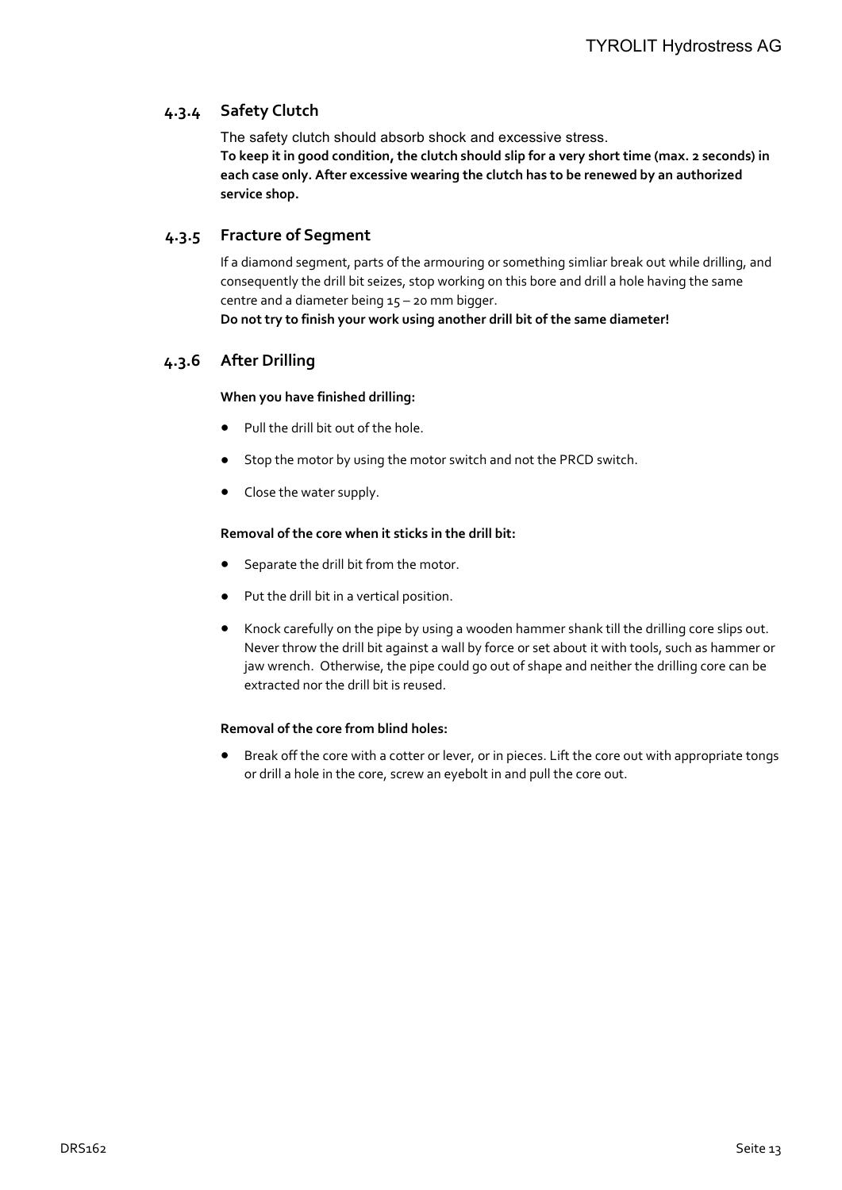### 4.3.4 Safety Clutch

The safety clutch should absorb shock and excessive stress.
**To keep it in good condition, the clutch should slip for a very short time (max. 2 seconds) in each case only. After excessive wearing the clutch has to be renewed by an authorized service shop.**

### 4.3.5 Fracture of Segment

If a diamond segment, parts of the armouring or something simliar break out while drilling, and consequently the drill bit seizes, stop working on this bore and drill a hole having the same centre and a diameter being 15 – 20 mm bigger.
**Do not try to finish your work using another drill bit of the same diameter!**

### 4.3.6 After Drilling

**When you have finished drilling:**

- Pull the drill bit out of the hole.
- Stop the motor by using the motor switch and not the PRCD switch.
- Close the water supply.

**Removal of the core when it sticks in the drill bit:**

- Separate the drill bit from the motor.
- Put the drill bit in a vertical position.
- Knock carefully on the pipe by using a wooden hammer shank till the drilling core slips out. Never throw the drill bit against a wall by force or set about it with tools, such as hammer or jaw wrench. Otherwise, the pipe could go out of shape and neither the drilling core can be extracted nor the drill bit is reused.

**Removal of the core from blind holes:**

- Break off the core with a cotter or lever, or in pieces. Lift the core out with appropriate tongs or drill a hole in the core, screw an eyebolt in and pull the core out.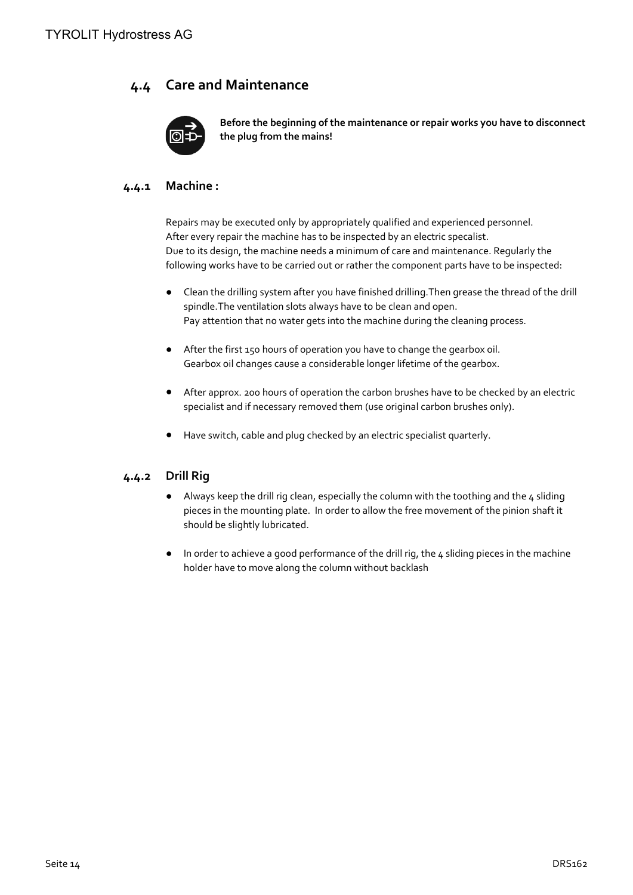## 4.4 Care and Maintenance

**Before the beginning of the maintenance or repair works you have to disconnect the plug from the mains!**

### 4.4.1 Machine :

Repairs may be executed only by appropriately qualified and experienced personnel.
After every repair the machine has to be inspected by an electric specalist.
Due to its design, the machine needs a minimum of care and maintenance. Regularly the following works have to be carried out or rather the component parts have to be inspected:

- Clean the drilling system after you have finished drilling.Then grease the thread of the drill spindle.The ventilation slots always have to be clean and open.
  Pay attention that no water gets into the machine during the cleaning process.
- After the first 150 hours of operation you have to change the gearbox oil.
  Gearbox oil changes cause a considerable longer lifetime of the gearbox.
- After approx. 200 hours of operation the carbon brushes have to be checked by an electric specialist and if necessary removed them (use original carbon brushes only).
- Have switch, cable and plug checked by an electric specialist quarterly.

### 4.4.2 Drill Rig

- Always keep the drill rig clean, especially the column with the toothing and the 4 sliding pieces in the mounting plate. In order to allow the free movement of the pinion shaft it should be slightly lubricated.
- In order to achieve a good performance of the drill rig, the 4 sliding pieces in the machine holder have to move along the column without backlash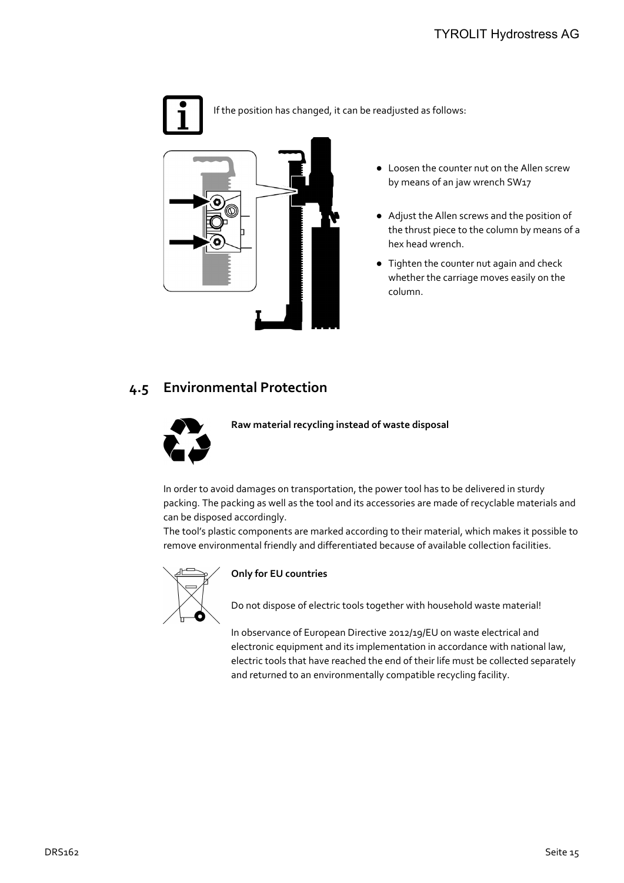If the position has changed, it can be readjusted as follows:

- Loosen the counter nut on the Allen screw by means of an jaw wrench SW17
- Adjust the Allen screws and the position of the thrust piece to the column by means of a hex head wrench.
- Tighten the counter nut again and check whether the carriage moves easily on the column.

## 4.5 Environmental Protection

**Raw material recycling instead of waste disposal**

In order to avoid damages on transportation, the power tool has to be delivered in sturdy packing. The packing as well as the tool and its accessories are made of recyclable materials and can be disposed accordingly.
The tool's plastic components are marked according to their material, which makes it possible to remove environmental friendly and differentiated because of available collection facilities.

**Only for EU countries**

Do not dispose of electric tools together with household waste material!

In observance of European Directive 2012/19/EU on waste electrical and electronic equipment and its implementation in accordance with national law, electric tools that have reached the end of their life must be collected separately and returned to an environmentally compatible recycling facility.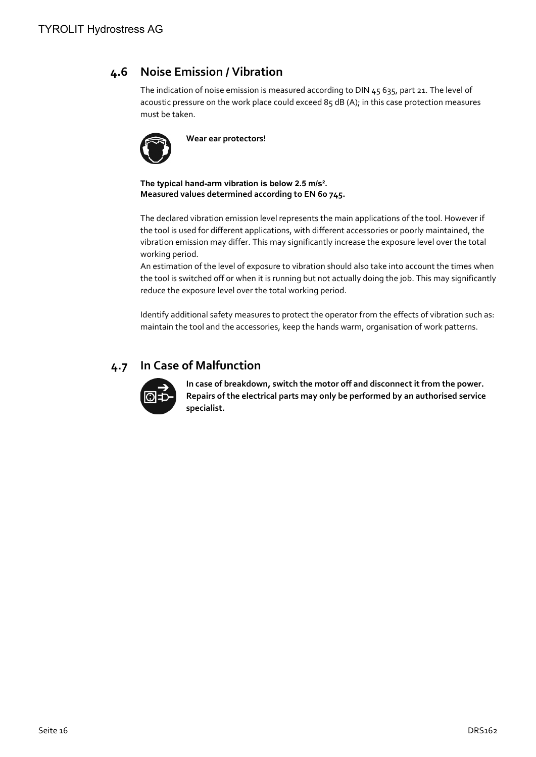## 4.6 Noise Emission / Vibration

The indication of noise emission is measured according to DIN 45 635, part 21. The level of acoustic pressure on the work place could exceed 85 dB (A); in this case protection measures must be taken.

**Wear ear protectors!**

**The typical hand-arm vibration is below 2.5 m/s².**
**Measured values determined according to EN 60 745.**

The declared vibration emission level represents the main applications of the tool. However if the tool is used for different applications, with different accessories or poorly maintained, the vibration emission may differ. This may significantly increase the exposure level over the total working period.
An estimation of the level of exposure to vibration should also take into account the times when the tool is switched off or when it is running but not actually doing the job. This may significantly reduce the exposure level over the total working period.

Identify additional safety measures to protect the operator from the effects of vibration such as: maintain the tool and the accessories, keep the hands warm, organisation of work patterns.

## 4.7 In Case of Malfunction

**In case of breakdown, switch the motor off and disconnect it from the power. Repairs of the electrical parts may only be performed by an authorised service specialist.**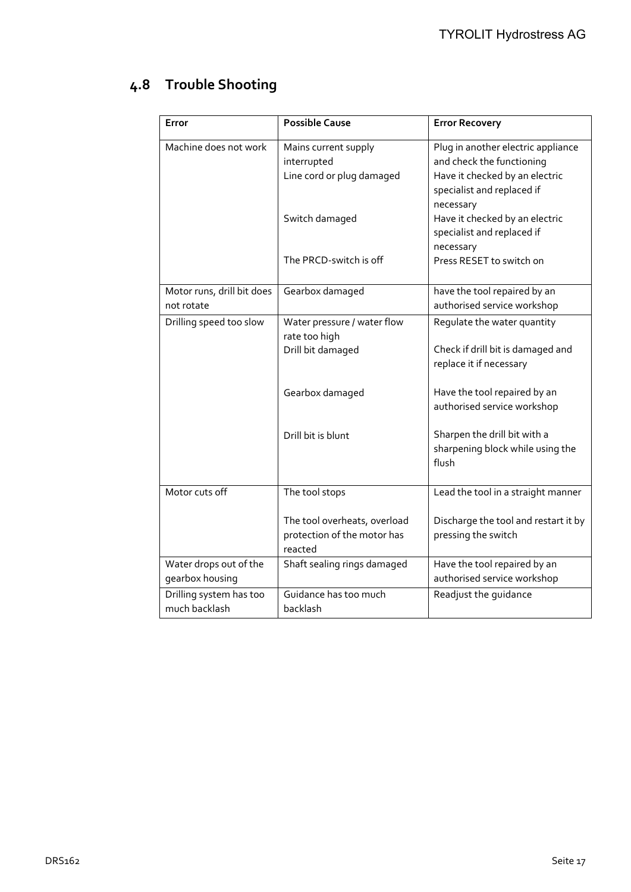## 4.8 Trouble Shooting

| Error | Possible Cause | Error Recovery |
|---|---|---|
| Machine does not work | Mains current supply interrupted | Plug in another electric appliance and check the functioning |
| | Line cord or plug damaged | Have it checked by an electric specialist and replaced if necessary |
| | Switch damaged | Have it checked by an electric specialist and replaced if necessary |
| | The PRCD-switch is off | Press RESET to switch on |
| Motor runs, drill bit does not rotate | Gearbox damaged | have the tool repaired by an authorised service workshop |
| Drilling speed too slow | Water pressure / water flow rate too high | Regulate the water quantity |
| | Drill bit damaged | Check if drill bit is damaged and replace it if necessary |
| | Gearbox damaged | Have the tool repaired by an authorised service workshop |
| | Drill bit is blunt | Sharpen the drill bit with a sharpening block while using the flush |
| Motor cuts off | The tool stops | Lead the tool in a straight manner |
| | The tool overheats, overload protection of the motor has reacted | Discharge the tool and restart it by pressing the switch |
| Water drops out of the gearbox housing | Shaft sealing rings damaged | Have the tool repaired by an authorised service workshop |
| Drilling system has too much backlash | Guidance has too much backlash | Readjust the guidance |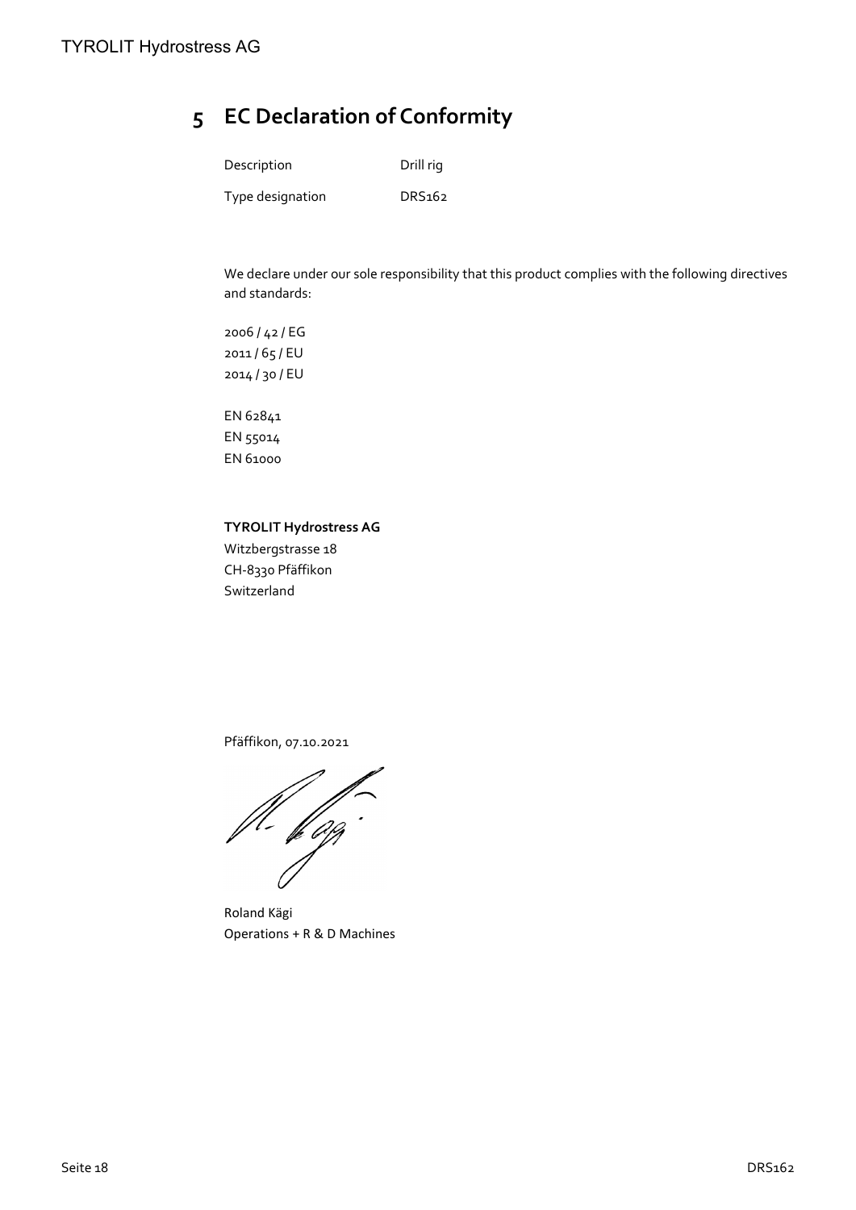# 5 EC Declaration of Conformity

| | |
|---|---|
| Description | Drill rig |
| Type designation | DRS162 |

We declare under our sole responsibility that this product complies with the following directives and standards:

2006 / 42 / EG
2011 / 65 / EU
2014 / 30 / EU

EN 62841
EN 55014
EN 61000

**TYROLIT Hydrostress AG**
Witzbergstrasse 18
CH-8330 Pfäffikon
Switzerland

Pfäffikon, 07.10.2021

Roland Kägi
Operations + R & D Machines